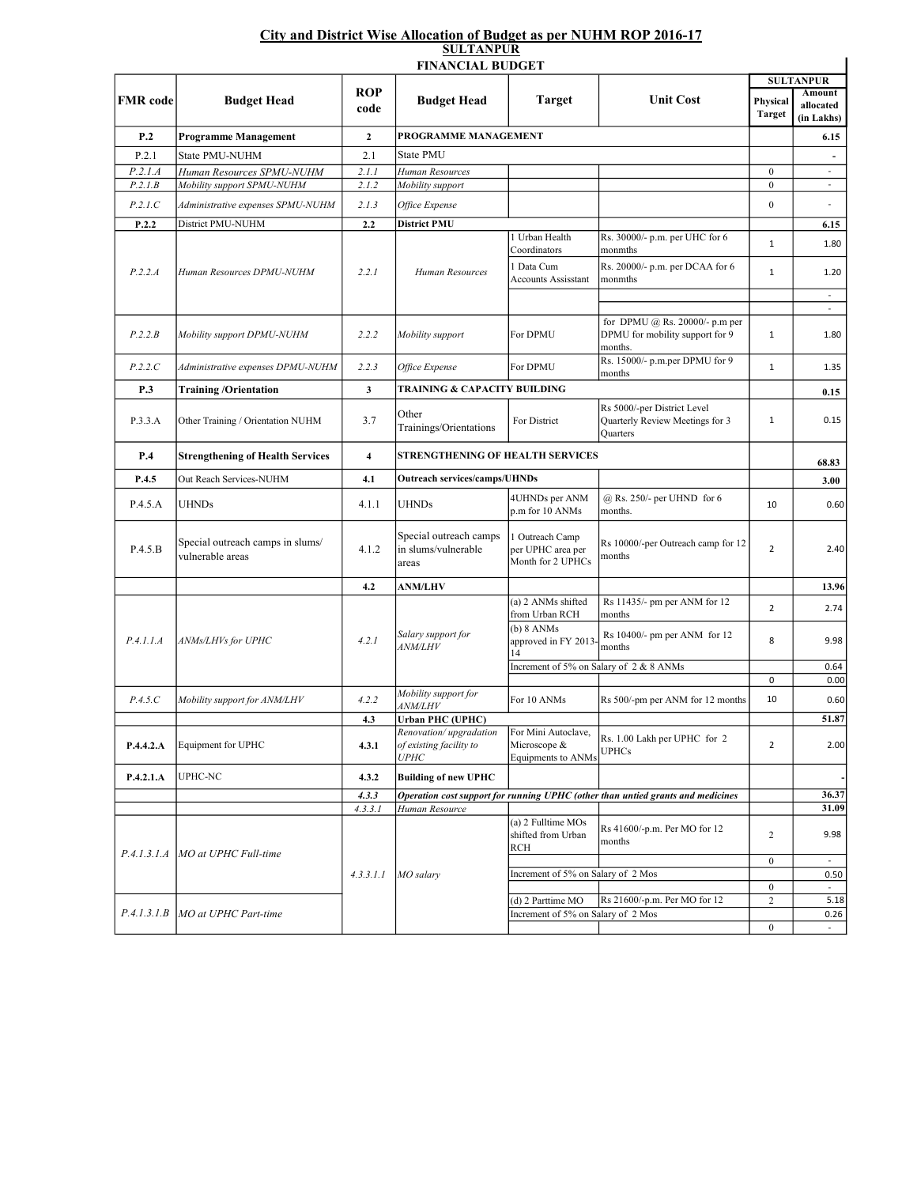## City and District Wise Allocation of Budget as per NUHM ROP 2016-17

### SULTANPUR

### FINANCIAL BUDGET

| FMR code | Budget Head | ROP code | Budget Head | Target | Unit Cost | SULTANPUR Physical Target | SULTANPUR Amount allocated (in Lakhs) |
|---|---|---|---|---|---|---|---|
| **P.2** | **Programme Management** | **2** | **PROGRAMME MANAGEMENT** | | | | **6.15** |
| P.2.1 | State PMU-NUHM | 2.1 | State PMU | | | | **-** |
| *P.2.1.A* | *Human Resources SPMU-NUHM* | *2.1.1* | *Human Resources* | | | 0 | - |
| *P.2.1.B* | *Mobility support SPMU-NUHM* | *2.1.2* | *Mobility support* | | | 0 | - |
| *P.2.1.C* | *Administrative expenses SPMU-NUHM* | *2.1.3* | *Office Expense* | | | 0 | - |
| **P.2.2** | District PMU-NUHM | **2.2** | **District PMU** | | | | **6.15** |
| *P.2.2.A* | *Human Resources DPMU-NUHM* | *2.2.1* | *Human Resources* | 1 Urban Health Coordinators | Rs. 30000/- p.m. per UHC for 6 monmths | 1 | 1.80 |
| | | | | 1 Data Cum Accounts Assisstant | Rs. 20000/- p.m. per DCAA for 6 monmths | 1 | 1.20 |
| | | | | | | | - |
| | | | | | | | - |
| *P.2.2.B* | *Mobility support DPMU-NUHM* | *2.2.2* | *Mobility support* | For DPMU | for DPMU @ Rs. 20000/- p.m per DPMU for mobility support for 9 months. | 1 | 1.80 |
| *P.2.2.C* | *Administrative expenses DPMU-NUHM* | *2.2.3* | *Office Expense* | For DPMU | Rs. 15000/- p.m.per DPMU for 9 months | 1 | 1.35 |
| **P.3** | **Training /Orientation** | **3** | **TRAINING & CAPACITY BUILDING** | | | | **0.15** |
| P.3.3.A | Other Training / Orientation NUHM | 3.7 | Other Trainings/Orientations | For District | Rs 5000/-per District Level Quarterly Review Meetings for 3 Quarters | 1 | 0.15 |
| **P.4** | **Strengthening of Health Services** | **4** | **STRENGTHENING OF HEALTH SERVICES** | | | | **68.83** |
| **P.4.5** | Out Reach Services-NUHM | **4.1** | **Outreach services/camps/UHNDs** | | | | **3.00** |
| P.4.5.A | UHNDs | 4.1.1 | UHNDs | 4UHNDs per ANM p.m for 10 ANMs | @ Rs. 250/- per UHND for 6 months. | 10 | 0.60 |
| P.4.5.B | Special outreach camps in slums/ vulnerable areas | 4.1.2 | Special outreach camps in slums/vulnerable areas | 1 Outreach Camp per UPHC area per Month for 2 UPHCs | Rs 10000/-per Outreach camp for 12 months | 2 | 2.40 |
| | | **4.2** | **ANM/LHV** | | | | **13.96** |
| *P.4.1.1.A* | *ANMs/LHVs for UPHC* | *4.2.1* | *Salary support for ANM/LHV* | (a) 2 ANMs shifted from Urban RCH | Rs 11435/- pm per ANM for 12 months | 2 | 2.74 |
| | | | | (b) 8 ANMs approved in FY 2013-14 | Rs 10400/- pm per ANM for 12 months | 8 | 9.98 |
| | | | | Increment of 5% on Salary of 2 & 8 ANMs | | | 0.64 |
| | | | | | | 0 | 0.00 |
| *P.4.5.C* | *Mobility support for ANM/LHV* | *4.2.2* | *Mobility support for ANM/LHV* | For 10 ANMs | Rs 500/-pm per ANM for 12 months | 10 | 0.60 |
| | | **4.3** | **Urban PHC (UPHC)** | | | | **51.87** |
| **P.4.4.2.A** | Equipment for UPHC | **4.3.1** | *Renovation/ upgradation of existing facility to UPHC* | For Mini Autoclave, Microscope & Equipments to ANMs | Rs. 1.00 Lakh per UPHC for 2 UPHCs | 2 | 2.00 |
| **P.4.2.1.A** | UPHC-NC | **4.3.2** | **Building of new UPHC** | | | | - |
| | | *4.3.3* | ***Operation cost support for running UPHC (other than untied grants and medicines*** | | | | **36.37** |
| | | *4.3.3.1* | *Human Resource* | | | | **31.09** |
| *P.4.1.3.1.A* | *MO at UPHC Full-time* | *4.3.3.1.1* | *MO salary* | (a) 2 Fulltime MOs shifted from Urban RCH | Rs 41600/-p.m. Per MO for 12 months | 2 | 9.98 |
| | | | | | | 0 | - |
| | | | | Increment of 5% on Salary of 2 Mos | | | 0.50 |
| | | | | | | 0 | - |
| *P.4.1.3.1.B* | *MO at UPHC Part-time* | | | (d) 2 Parttime MO | Rs 21600/-p.m. Per MO for 12 | 2 | 5.18 |
| | | | | Increment of 5% on Salary of 2 Mos | | | 0.26 |
| | | | | | | 0 | - |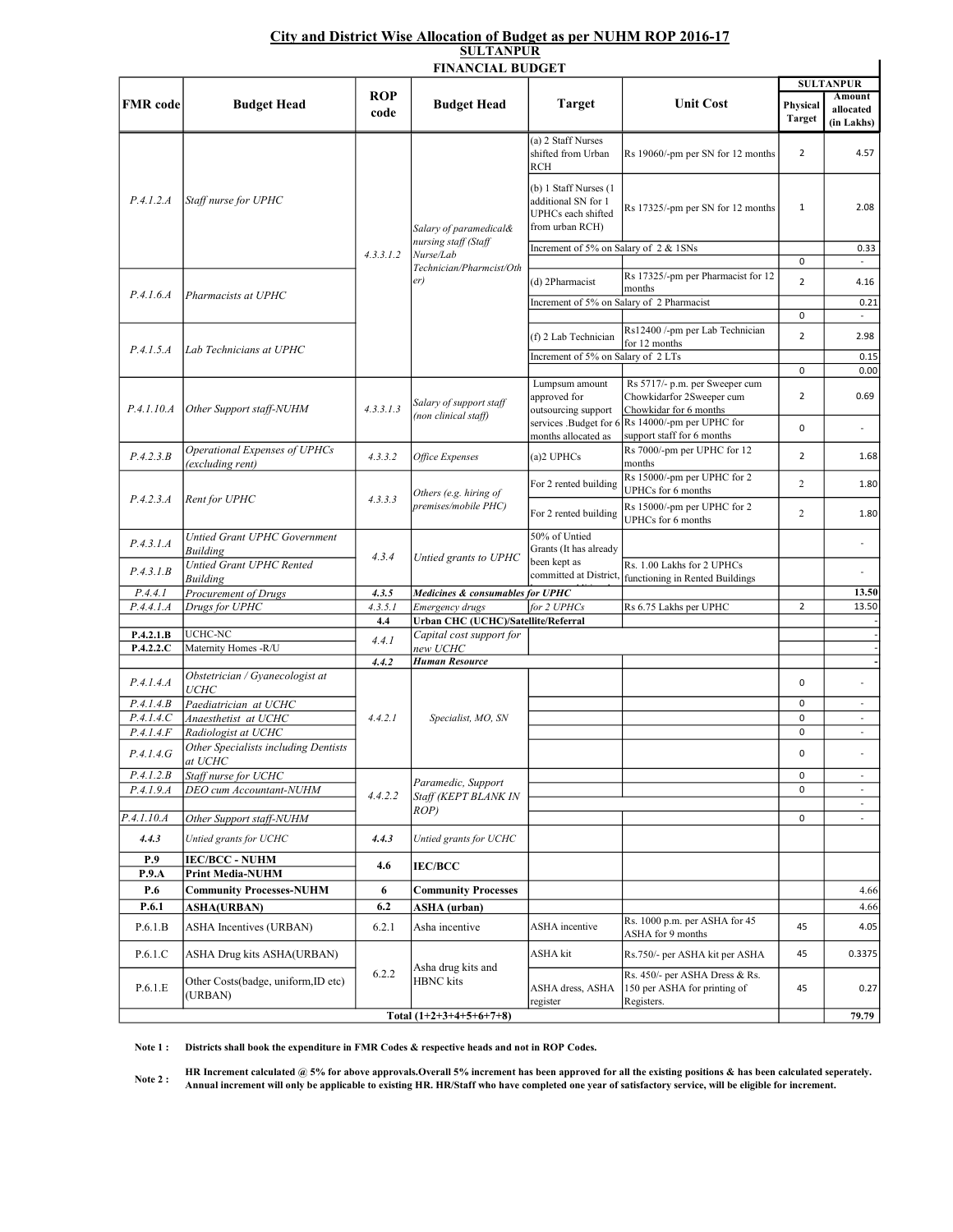## City and District Wise Allocation of Budget as per NUHM ROP 2016-17

### SULTANPUR

### FINANCIAL BUDGET

| FMR code | Budget Head | ROP code | Budget Head | Target | Unit Cost | SULTANPUR Physical Target | SULTANPUR Amount allocated (in Lakhs) |
|---|---|---|---|---|---|---|---|
| *P.4.1.2.A* | *Staff nurse for UPHC* | *4.3.3.1.2* | *Salary of paramedical& nursing staff (Staff Nurse/Lab Technician/Pharmcist/Other)* | (a) 2 Staff Nurses shifted from Urban RCH | Rs 19060/-pm per SN for 12 months | 2 | 4.57 |
| | | | | (b) 1 Staff Nurses (1 additional SN for 1 UPHCs each shifted from urban RCH) | Rs 17325/-pm per SN for 12 months | 1 | 2.08 |
| | | | | Increment of 5% on Salary of 2 & 1SNs | | | 0.33 |
| | | | | | | 0 | - |
| *P.4.1.6.A* | *Pharmacists at UPHC* | | | (d) 2Pharmacist | Rs 17325/-pm per Pharmacist for 12 months | 2 | 4.16 |
| | | | | Increment of 5% on Salary of 2 Pharmacist | | | 0.21 |
| | | | | | | 0 | - |
| *P.4.1.5.A* | *Lab Technicians at UPHC* | | | (f) 2 Lab Technician | Rs12400 /-pm per Lab Technician for 12 months | 2 | 2.98 |
| | | | | Increment of 5% on Salary of 2 LTs | | | 0.15 |
| | | | | | | 0 | 0.00 |
| *P.4.1.10.A* | *Other Support staff-NUHM* | *4.3.3.1.3* | *Salary of support staff (non clinical staff)* | Lumpsum amount approved for outsourcing support services .Budget for 6 months allocated as | Rs 5717/- p.m. per Sweeper cum Chowkidarfor 2Sweeper cum Chowkidar for 6 months | 2 | 0.69 |
| | | | | | Rs 14000/-pm per UPHC for support staff for 6 months | 0 | - |
| *P.4.2.3.B* | *Operational Expenses of UPHCs (excluding rent)* | *4.3.3.2* | *Office Expenses* | (a)2 UPHCs | Rs 7000/-pm per UPHC for 12 months | 2 | 1.68 |
| *P.4.2.3.A* | *Rent for UPHC* | *4.3.3.3* | *Others (e.g. hiring of premises/mobile PHC)* | For 2 rented building | Rs 15000/-pm per UPHC for 2 UPHCs for 6 months | 2 | 1.80 |
| | | | | For 2 rented building | Rs 15000/-pm per UPHC for 2 UPHCs for 6 months | 2 | 1.80 |
| *P.4.3.1.A* | *Untied Grant UPHC Government Building* | *4.3.4* | *Untied grants to UPHC* | 50% of Untied Grants (It has already been kept as committed at District, | | | - |
| *P.4.3.1.B* | *Untied Grant UPHC Rented Building* | | | | Rs. 1.00 Lakhs for 2 UPHCs functioning in Rented Buildings | | - |
| *P.4.4.1* | *Procurement of Drugs* | ***4.3.5*** | ***Medicines & consumables for UPHC*** | | | | **13.50** |
| *P.4.4.1.A* | *Drugs for UPHC* | *4.3.5.1* | *Emergency drugs* | *for 2 UPHCs* | Rs 6.75 Lakhs per UPHC | 2 | 13.50 |
| | | **4.4** | **Urban CHC (UCHC)/Satellite/Referral** | | | | - |
| **P.4.2.1.B** | UCHC-NC | *4.4.1* | *Capital cost support for new UCHC* | | | | - |
| **P.4.2.2.C** | Maternity Homes -R/U | | | | | | - |
| | | ***4.4.2*** | ***Human Resource*** | | | | - |
| *P.4.1.4.A* | *Obstetrician / Gyanecologist at UCHC* | *4.4.2.1* | *Specialist, MO, SN* | | | 0 | - |
| *P.4.1.4.B* | *Paediatrician at UCHC* | | | | | 0 | - |
| *P.4.1.4.C* | *Anaesthetist at UCHC* | | | | | 0 | - |
| *P.4.1.4.F* | *Radiologist at UCHC* | | | | | 0 | - |
| *P.4.1.4.G* | *Other Specialists including Dentists at UCHC* | | | | | 0 | - |
| *P.4.1.2.B* | *Staff nurse for UCHC* | *4.4.2.2* | *Paramedic, Support Staff (KEPT BLANK IN ROP)* | | | 0 | - |
| *P.4.1.9.A* | *DEO cum Accountant-NUHM* | | | | | 0 | - |
| | | | | | | | - |
| *P.4.1.10.A* | *Other Support staff-NUHM* | | | | | 0 | - |
| ***4.4.3*** | *Untied grants for UCHC* | ***4.4.3*** | *Untied grants for UCHC* | | | | |
| **P.9** | **IEC/BCC - NUHM** | **4.6** | **IEC/BCC** | | | | |
| **P.9.A** | **Print Media-NUHM** | | | | | | |
| **P.6** | **Community Processes-NUHM** | **6** | **Community Processes** | | | | 4.66 |
| **P.6.1** | **ASHA(URBAN)** | **6.2** | **ASHA (urban)** | | | | 4.66 |
| P.6.1.B | ASHA Incentives (URBAN) | 6.2.1 | Asha incentive | ASHA incentive | Rs. 1000 p.m. per ASHA for 45 ASHA for 9 months | 45 | 4.05 |
| P.6.1.C | ASHA Drug kits ASHA(URBAN) | 6.2.2 | Asha drug kits and HBNC kits | ASHA kit | Rs.750/- per ASHA kit per ASHA | 45 | 0.3375 |
| P.6.1.E | Other Costs(badge, uniform,ID etc) (URBAN) | | | ASHA dress, ASHA register | Rs. 450/- per ASHA Dress & Rs. 150 per ASHA for printing of Registers. | 45 | 0.27 |
| | | | **Total (1+2+3+4+5+6+7+8)** | | | | **79.79** |

**Note 1 :** **Districts shall book the expenditure in FMR Codes & respective heads and not in ROP Codes.**

**Note 2 :** **HR Increment calculated @ 5% for above approvals.Overall 5% increment has been approved for all the existing positions & has been calculated seperately. Annual increment will only be applicable to existing HR. HR/Staff who have completed one year of satisfactory service, will be eligible for increment.**